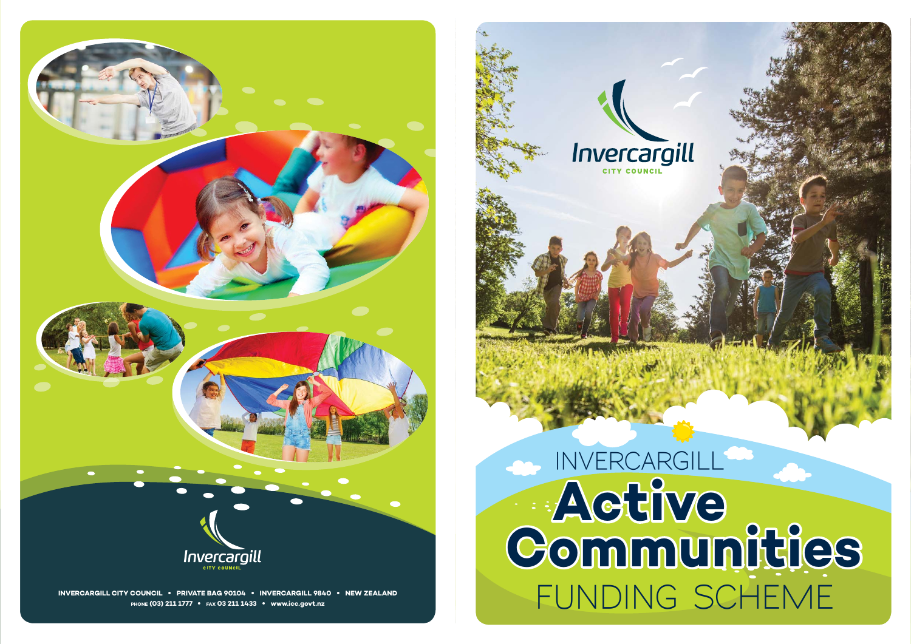Invercargill

CITY COUNCIL

INVERCARGILL CITY COUNCIL • PRIVATE BAG 90104 • INVERCARGILL 9840 • NEW ZEALAND

PHONE (03) 211 1777 • FAX 03 211 1433 • www.icc.govt.nz

Invercargill

CITY COUNCIL

# INVERCARGILL Active Communities FUNDING SCHEME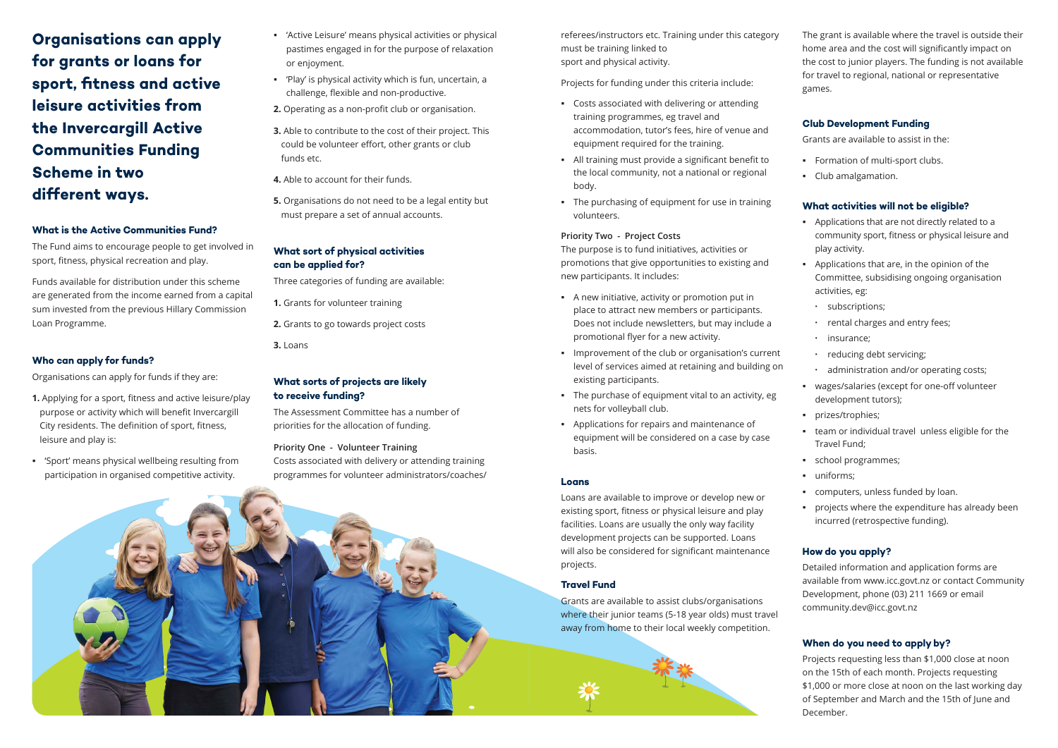# Organisations can apply for grants or loans for sport, fitness and active leisure activities from the Invercargill Active Communities Funding Scheme in two different ways.

### What is the Active Communities Fund?

The Fund aims to encourage people to get involved in sport, fitness, physical recreation and play.

Funds available for distribution under this scheme are generated from the income earned from a capital sum invested from the previous Hillary Commission Loan Programme.

### Who can apply for funds?

Organisations can apply for funds if they are:

1. Applying for a sport, fitness and active leisure/play purpose or activity which will benefit Invercargill City residents. The definition of sport, fitness, leisure and play is:
   - 'Sport' means physical wellbeing resulting from participation in organised competitive activity.
   - 'Active Leisure' means physical activities or physical pastimes engaged in for the purpose of relaxation or enjoyment.
   - 'Play' is physical activity which is fun, uncertain, a challenge, flexible and non-productive.
2. Operating as a non-profit club or organisation.
3. Able to contribute to the cost of their project. This could be volunteer effort, other grants or club funds etc.
4. Able to account for their funds.
5. Organisations do not need to be a legal entity but must prepare a set of annual accounts.

### What sort of physical activities can be applied for?

Three categories of funding are available:

1. Grants for volunteer training
2. Grants to go towards project costs
3. Loans

### What sorts of projects are likely to receive funding?

The Assessment Committee has a number of priorities for the allocation of funding.

**Priority One - Volunteer Training**
Costs associated with delivery or attending training programmes for volunteer administrators/coaches/referees/instructors etc. Training under this category must be training linked to sport and physical activity.

Projects for funding under this criteria include:

- Costs associated with delivering or attending training programmes, eg travel and accommodation, tutor's fees, hire of venue and equipment required for the training.
- All training must provide a significant benefit to the local community, not a national or regional body.
- The purchasing of equipment for use in training volunteers.

**Priority Two - Project Costs**
The purpose is to fund initiatives, activities or promotions that give opportunities to existing and new participants. It includes:

- A new initiative, activity or promotion put in place to attract new members or participants. Does not include newsletters, but may include a promotional flyer for a new activity.
- Improvement of the club or organisation's current level of services aimed at retaining and building on existing participants.
- The purchase of equipment vital to an activity, eg nets for volleyball club.
- Applications for repairs and maintenance of equipment will be considered on a case by case basis.

### Loans

Loans are available to improve or develop new or existing sport, fitness or physical leisure and play facilities. Loans are usually the only way facility development projects can be supported. Loans will also be considered for significant maintenance projects.

### Travel Fund

Grants are available to assist clubs/organisations where their junior teams (5-18 year olds) must travel away from home to their local weekly competition.

The grant is available where the travel is outside their home area and the cost will significantly impact on the cost to junior players. The funding is not available for travel to regional, national or representative games.

### Club Development Funding

Grants are available to assist in the:

- Formation of multi-sport clubs.
- Club amalgamation.

### What activities will not be eligible?

- Applications that are not directly related to a community sport, fitness or physical leisure and play activity.
- Applications that are, in the opinion of the Committee, subsidising ongoing organisation activities, eg:
  - subscriptions;
  - rental charges and entry fees;
  - insurance;
  - reducing debt servicing;
  - administration and/or operating costs;
- wages/salaries (except for one-off volunteer development tutors);
- prizes/trophies;
- team or individual travel unless eligible for the Travel Fund;
- school programmes;
- uniforms;
- computers, unless funded by loan.
- projects where the expenditure has already been incurred (retrospective funding).

### How do you apply?

Detailed information and application forms are available from www.icc.govt.nz or contact Community Development, phone (03) 211 1669 or email community.dev@icc.govt.nz

### When do you need to apply by?

Projects requesting less than $1,000 close at noon on the 15th of each month. Projects requesting $1,000 or more close at noon on the last working day of September and March and the 15th of June and December.